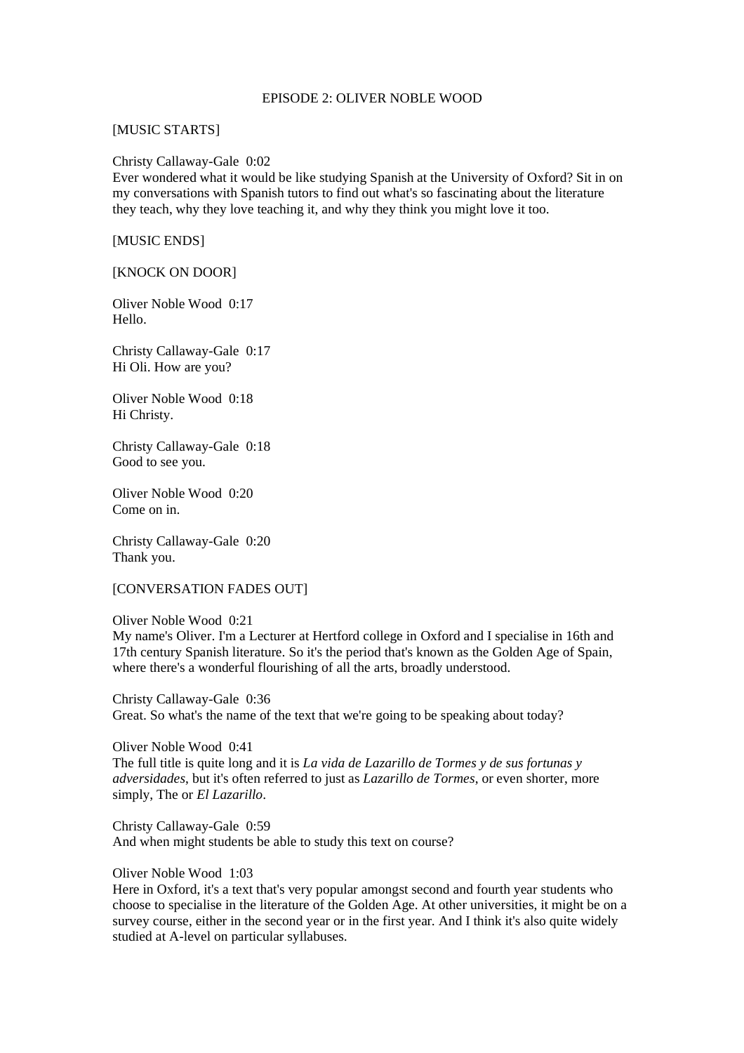# EPISODE 2: OLIVER NOBLE WOOD

[MUSIC STARTS]

Christy Callaway-Gale 0:02
Ever wondered what it would be like studying Spanish at the University of Oxford? Sit in on my conversations with Spanish tutors to find out what's so fascinating about the literature they teach, why they love teaching it, and why they think you might love it too.

[MUSIC ENDS]

[KNOCK ON DOOR]

Oliver Noble Wood 0:17
Hello.

Christy Callaway-Gale 0:17
Hi Oli. How are you?

Oliver Noble Wood 0:18
Hi Christy.

Christy Callaway-Gale 0:18
Good to see you.

Oliver Noble Wood 0:20
Come on in.

Christy Callaway-Gale 0:20
Thank you.

[CONVERSATION FADES OUT]

Oliver Noble Wood 0:21
My name's Oliver. I'm a Lecturer at Hertford college in Oxford and I specialise in 16th and 17th century Spanish literature. So it's the period that's known as the Golden Age of Spain, where there's a wonderful flourishing of all the arts, broadly understood.

Christy Callaway-Gale 0:36
Great. So what's the name of the text that we're going to be speaking about today?

Oliver Noble Wood 0:41
The full title is quite long and it is *La vida de Lazarillo de Tormes y de sus fortunas y adversidades*, but it's often referred to just as *Lazarillo de Tormes*, or even shorter, more simply, The or *El Lazarillo*.

Christy Callaway-Gale 0:59
And when might students be able to study this text on course?

Oliver Noble Wood 1:03
Here in Oxford, it's a text that's very popular amongst second and fourth year students who choose to specialise in the literature of the Golden Age. At other universities, it might be on a survey course, either in the second year or in the first year. And I think it's also quite widely studied at A-level on particular syllabuses.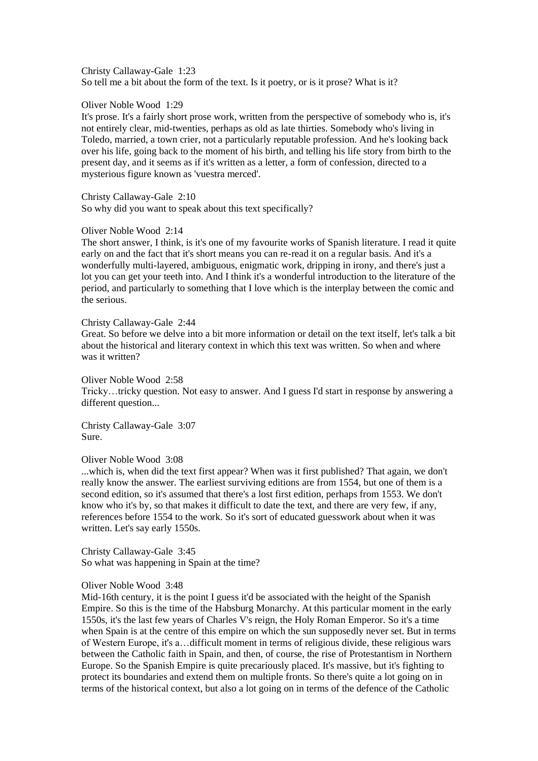Christy Callaway-Gale 1:23
So tell me a bit about the form of the text. Is it poetry, or is it prose? What is it?

Oliver Noble Wood 1:29
It's prose. It's a fairly short prose work, written from the perspective of somebody who is, it's not entirely clear, mid-twenties, perhaps as old as late thirties. Somebody who's living in Toledo, married, a town crier, not a particularly reputable profession. And he's looking back over his life, going back to the moment of his birth, and telling his life story from birth to the present day, and it seems as if it's written as a letter, a form of confession, directed to a mysterious figure known as 'vuestra merced'.

Christy Callaway-Gale 2:10
So why did you want to speak about this text specifically?

Oliver Noble Wood 2:14
The short answer, I think, is it's one of my favourite works of Spanish literature. I read it quite early on and the fact that it's short means you can re-read it on a regular basis. And it's a wonderfully multi-layered, ambiguous, enigmatic work, dripping in irony, and there's just a lot you can get your teeth into. And I think it's a wonderful introduction to the literature of the period, and particularly to something that I love which is the interplay between the comic and the serious.

Christy Callaway-Gale 2:44
Great. So before we delve into a bit more information or detail on the text itself, let's talk a bit about the historical and literary context in which this text was written. So when and where was it written?

Oliver Noble Wood 2:58
Tricky…tricky question. Not easy to answer. And I guess I'd start in response by answering a different question...

Christy Callaway-Gale 3:07
Sure.

Oliver Noble Wood 3:08
...which is, when did the text first appear? When was it first published? That again, we don't really know the answer. The earliest surviving editions are from 1554, but one of them is a second edition, so it's assumed that there's a lost first edition, perhaps from 1553. We don't know who it's by, so that makes it difficult to date the text, and there are very few, if any, references before 1554 to the work. So it's sort of educated guesswork about when it was written. Let's say early 1550s.

Christy Callaway-Gale 3:45
So what was happening in Spain at the time?

Oliver Noble Wood 3:48
Mid-16th century, it is the point I guess it'd be associated with the height of the Spanish Empire. So this is the time of the Habsburg Monarchy. At this particular moment in the early 1550s, it's the last few years of Charles V's reign, the Holy Roman Emperor. So it's a time when Spain is at the centre of this empire on which the sun supposedly never set. But in terms of Western Europe, it's a…difficult moment in terms of religious divide, these religious wars between the Catholic faith in Spain, and then, of course, the rise of Protestantism in Northern Europe. So the Spanish Empire is quite precariously placed. It's massive, but it's fighting to protect its boundaries and extend them on multiple fronts. So there's quite a lot going on in terms of the historical context, but also a lot going on in terms of the defence of the Catholic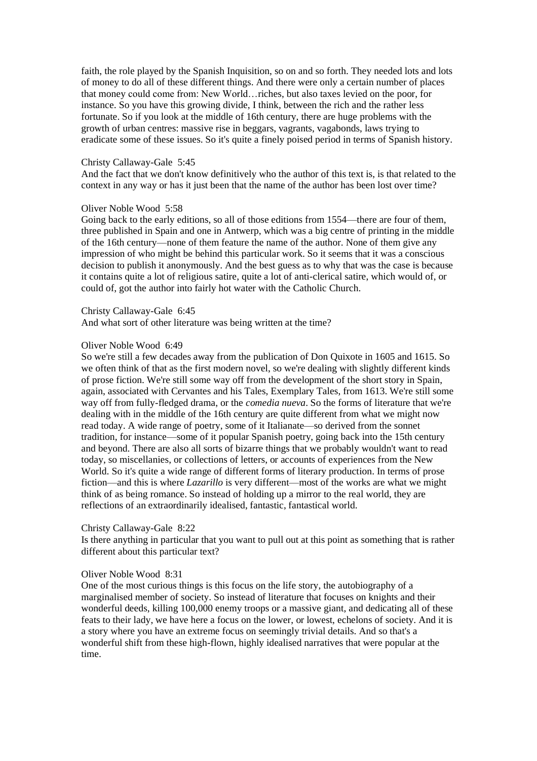faith, the role played by the Spanish Inquisition, so on and so forth. They needed lots and lots of money to do all of these different things. And there were only a certain number of places that money could come from: New World…riches, but also taxes levied on the poor, for instance. So you have this growing divide, I think, between the rich and the rather less fortunate. So if you look at the middle of 16th century, there are huge problems with the growth of urban centres: massive rise in beggars, vagrants, vagabonds, laws trying to eradicate some of these issues. So it's quite a finely poised period in terms of Spanish history.

Christy Callaway-Gale 5:45
And the fact that we don't know definitively who the author of this text is, is that related to the context in any way or has it just been that the name of the author has been lost over time?

Oliver Noble Wood 5:58
Going back to the early editions, so all of those editions from 1554—there are four of them, three published in Spain and one in Antwerp, which was a big centre of printing in the middle of the 16th century—none of them feature the name of the author. None of them give any impression of who might be behind this particular work. So it seems that it was a conscious decision to publish it anonymously. And the best guess as to why that was the case is because it contains quite a lot of religious satire, quite a lot of anti-clerical satire, which would of, or could of, got the author into fairly hot water with the Catholic Church.

Christy Callaway-Gale 6:45
And what sort of other literature was being written at the time?

Oliver Noble Wood 6:49
So we're still a few decades away from the publication of Don Quixote in 1605 and 1615. So we often think of that as the first modern novel, so we're dealing with slightly different kinds of prose fiction. We're still some way off from the development of the short story in Spain, again, associated with Cervantes and his Tales, Exemplary Tales, from 1613. We're still some way off from fully-fledged drama, or the *comedia nueva*. So the forms of literature that we're dealing with in the middle of the 16th century are quite different from what we might now read today. A wide range of poetry, some of it Italianate—so derived from the sonnet tradition, for instance—some of it popular Spanish poetry, going back into the 15th century and beyond. There are also all sorts of bizarre things that we probably wouldn't want to read today, so miscellanies, or collections of letters, or accounts of experiences from the New World. So it's quite a wide range of different forms of literary production. In terms of prose fiction—and this is where *Lazarillo* is very different—most of the works are what we might think of as being romance. So instead of holding up a mirror to the real world, they are reflections of an extraordinarily idealised, fantastic, fantastical world.

Christy Callaway-Gale 8:22
Is there anything in particular that you want to pull out at this point as something that is rather different about this particular text?

Oliver Noble Wood 8:31
One of the most curious things is this focus on the life story, the autobiography of a marginalised member of society. So instead of literature that focuses on knights and their wonderful deeds, killing 100,000 enemy troops or a massive giant, and dedicating all of these feats to their lady, we have here a focus on the lower, or lowest, echelons of society. And it is a story where you have an extreme focus on seemingly trivial details. And so that's a wonderful shift from these high-flown, highly idealised narratives that were popular at the time.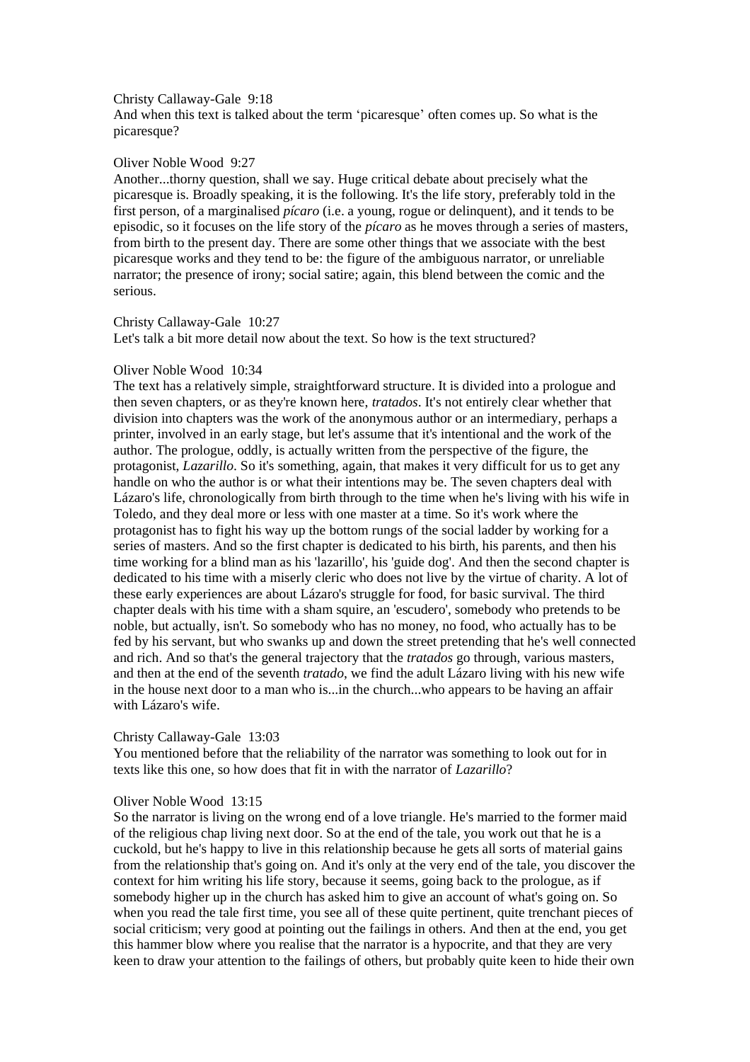Christy Callaway-Gale 9:18
And when this text is talked about the term 'picaresque' often comes up. So what is the picaresque?

Oliver Noble Wood 9:27
Another...thorny question, shall we say. Huge critical debate about precisely what the picaresque is. Broadly speaking, it is the following. It's the life story, preferably told in the first person, of a marginalised *pícaro* (i.e. a young, rogue or delinquent), and it tends to be episodic, so it focuses on the life story of the *pícaro* as he moves through a series of masters, from birth to the present day. There are some other things that we associate with the best picaresque works and they tend to be: the figure of the ambiguous narrator, or unreliable narrator; the presence of irony; social satire; again, this blend between the comic and the serious.

Christy Callaway-Gale 10:27
Let's talk a bit more detail now about the text. So how is the text structured?

Oliver Noble Wood 10:34
The text has a relatively simple, straightforward structure. It is divided into a prologue and then seven chapters, or as they're known here, *tratados*. It's not entirely clear whether that division into chapters was the work of the anonymous author or an intermediary, perhaps a printer, involved in an early stage, but let's assume that it's intentional and the work of the author. The prologue, oddly, is actually written from the perspective of the figure, the protagonist, *Lazarillo*. So it's something, again, that makes it very difficult for us to get any handle on who the author is or what their intentions may be. The seven chapters deal with Lázaro's life, chronologically from birth through to the time when he's living with his wife in Toledo, and they deal more or less with one master at a time. So it's work where the protagonist has to fight his way up the bottom rungs of the social ladder by working for a series of masters. And so the first chapter is dedicated to his birth, his parents, and then his time working for a blind man as his 'lazarillo', his 'guide dog'. And then the second chapter is dedicated to his time with a miserly cleric who does not live by the virtue of charity. A lot of these early experiences are about Lázaro's struggle for food, for basic survival. The third chapter deals with his time with a sham squire, an 'escudero', somebody who pretends to be noble, but actually, isn't. So somebody who has no money, no food, who actually has to be fed by his servant, but who swanks up and down the street pretending that he's well connected and rich. And so that's the general trajectory that the *tratados* go through, various masters, and then at the end of the seventh *tratado*, we find the adult Lázaro living with his new wife in the house next door to a man who is...in the church...who appears to be having an affair with Lázaro's wife.

Christy Callaway-Gale 13:03
You mentioned before that the reliability of the narrator was something to look out for in texts like this one, so how does that fit in with the narrator of *Lazarillo*?

Oliver Noble Wood 13:15
So the narrator is living on the wrong end of a love triangle. He's married to the former maid of the religious chap living next door. So at the end of the tale, you work out that he is a cuckold, but he's happy to live in this relationship because he gets all sorts of material gains from the relationship that's going on. And it's only at the very end of the tale, you discover the context for him writing his life story, because it seems, going back to the prologue, as if somebody higher up in the church has asked him to give an account of what's going on. So when you read the tale first time, you see all of these quite pertinent, quite trenchant pieces of social criticism; very good at pointing out the failings in others. And then at the end, you get this hammer blow where you realise that the narrator is a hypocrite, and that they are very keen to draw your attention to the failings of others, but probably quite keen to hide their own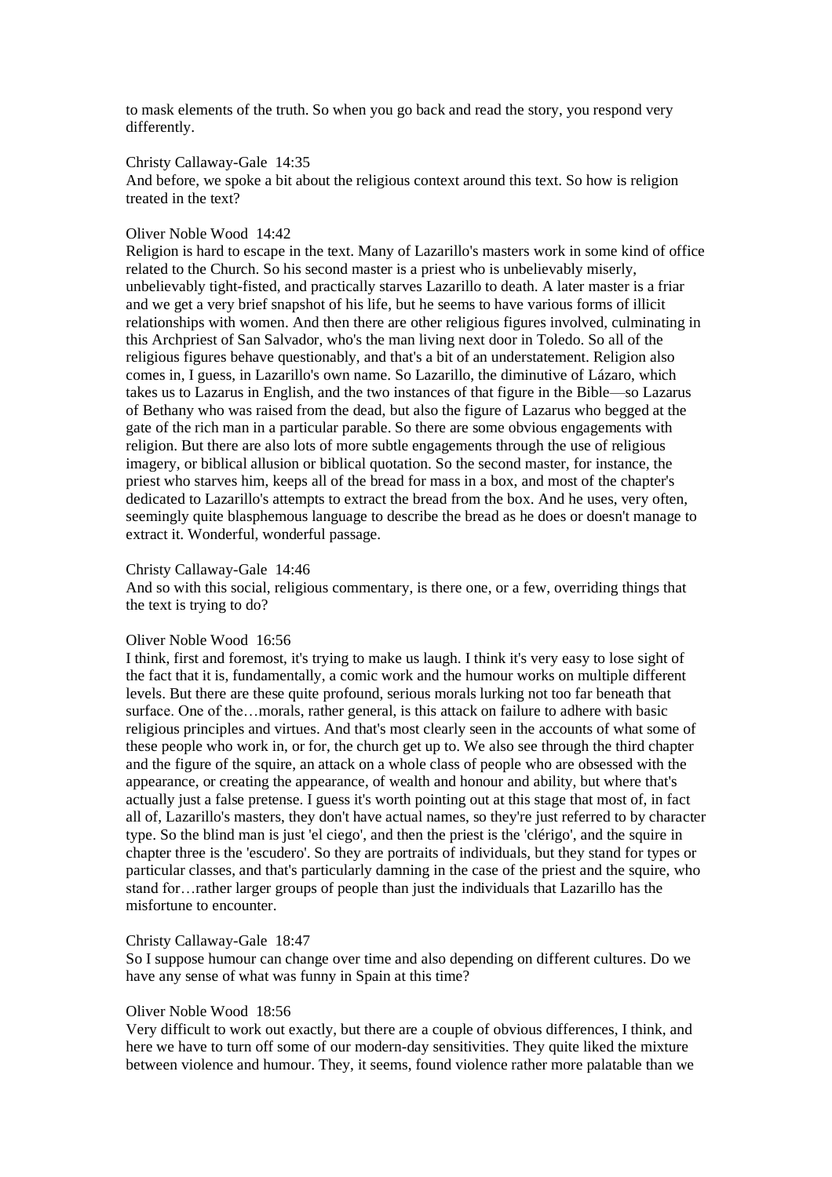to mask elements of the truth. So when you go back and read the story, you respond very differently.

Christy Callaway-Gale 14:35

And before, we spoke a bit about the religious context around this text. So how is religion treated in the text?

Oliver Noble Wood 14:42

Religion is hard to escape in the text. Many of Lazarillo's masters work in some kind of office related to the Church. So his second master is a priest who is unbelievably miserly, unbelievably tight-fisted, and practically starves Lazarillo to death. A later master is a friar and we get a very brief snapshot of his life, but he seems to have various forms of illicit relationships with women. And then there are other religious figures involved, culminating in this Archpriest of San Salvador, who's the man living next door in Toledo. So all of the religious figures behave questionably, and that's a bit of an understatement. Religion also comes in, I guess, in Lazarillo's own name. So Lazarillo, the diminutive of Lázaro, which takes us to Lazarus in English, and the two instances of that figure in the Bible—so Lazarus of Bethany who was raised from the dead, but also the figure of Lazarus who begged at the gate of the rich man in a particular parable. So there are some obvious engagements with religion. But there are also lots of more subtle engagements through the use of religious imagery, or biblical allusion or biblical quotation. So the second master, for instance, the priest who starves him, keeps all of the bread for mass in a box, and most of the chapter's dedicated to Lazarillo's attempts to extract the bread from the box. And he uses, very often, seemingly quite blasphemous language to describe the bread as he does or doesn't manage to extract it. Wonderful, wonderful passage.

Christy Callaway-Gale 14:46

And so with this social, religious commentary, is there one, or a few, overriding things that the text is trying to do?

Oliver Noble Wood 16:56

I think, first and foremost, it's trying to make us laugh. I think it's very easy to lose sight of the fact that it is, fundamentally, a comic work and the humour works on multiple different levels. But there are these quite profound, serious morals lurking not too far beneath that surface. One of the…morals, rather general, is this attack on failure to adhere with basic religious principles and virtues. And that's most clearly seen in the accounts of what some of these people who work in, or for, the church get up to. We also see through the third chapter and the figure of the squire, an attack on a whole class of people who are obsessed with the appearance, or creating the appearance, of wealth and honour and ability, but where that's actually just a false pretense. I guess it's worth pointing out at this stage that most of, in fact all of, Lazarillo's masters, they don't have actual names, so they're just referred to by character type. So the blind man is just 'el ciego', and then the priest is the 'clérigo', and the squire in chapter three is the 'escudero'. So they are portraits of individuals, but they stand for types or particular classes, and that's particularly damning in the case of the priest and the squire, who stand for…rather larger groups of people than just the individuals that Lazarillo has the misfortune to encounter.

Christy Callaway-Gale 18:47

So I suppose humour can change over time and also depending on different cultures. Do we have any sense of what was funny in Spain at this time?

Oliver Noble Wood 18:56

Very difficult to work out exactly, but there are a couple of obvious differences, I think, and here we have to turn off some of our modern-day sensitivities. They quite liked the mixture between violence and humour. They, it seems, found violence rather more palatable than we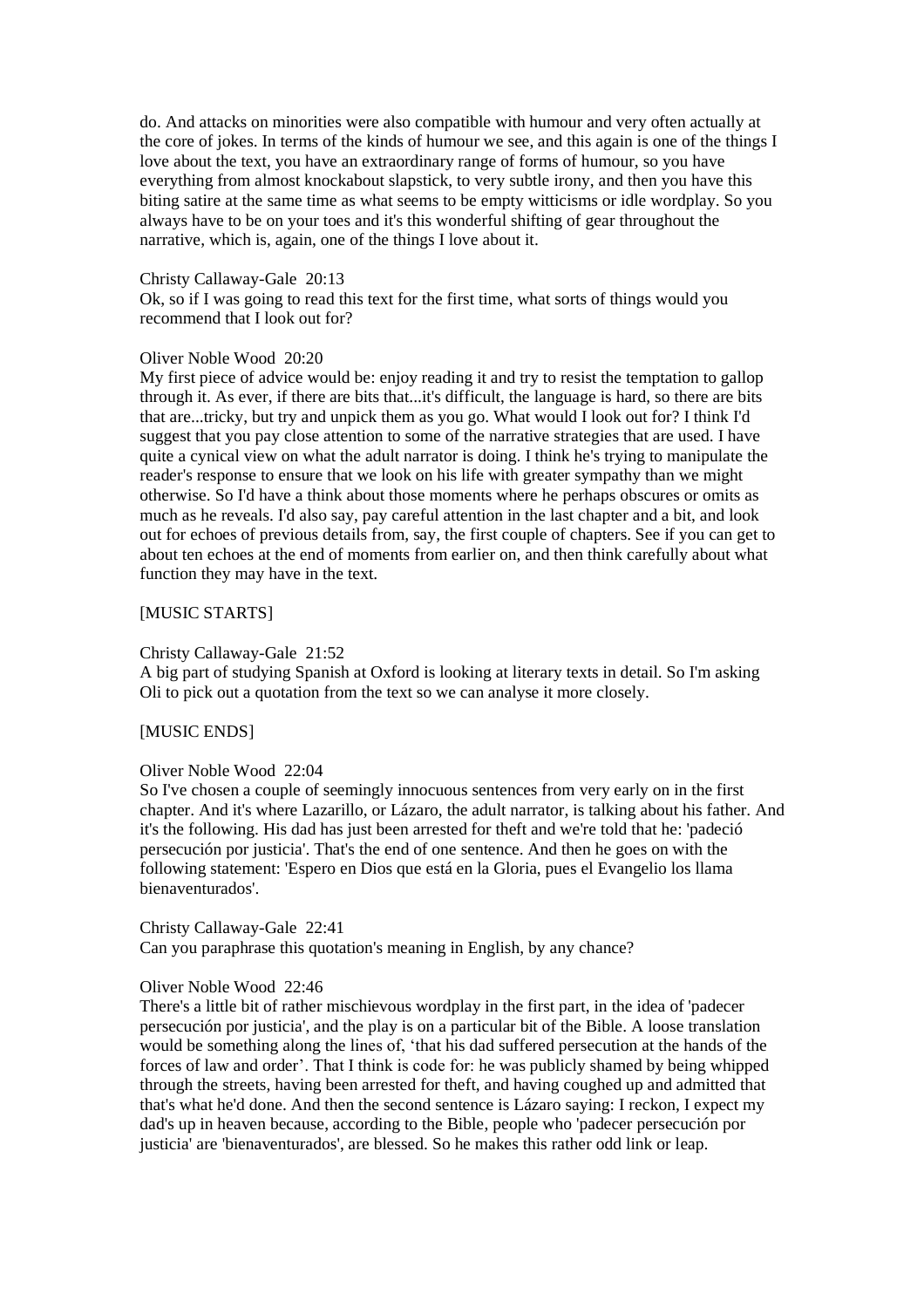do. And attacks on minorities were also compatible with humour and very often actually at the core of jokes. In terms of the kinds of humour we see, and this again is one of the things I love about the text, you have an extraordinary range of forms of humour, so you have everything from almost knockabout slapstick, to very subtle irony, and then you have this biting satire at the same time as what seems to be empty witticisms or idle wordplay. So you always have to be on your toes and it's this wonderful shifting of gear throughout the narrative, which is, again, one of the things I love about it.

Christy Callaway-Gale 20:13
Ok, so if I was going to read this text for the first time, what sorts of things would you recommend that I look out for?

Oliver Noble Wood 20:20
My first piece of advice would be: enjoy reading it and try to resist the temptation to gallop through it. As ever, if there are bits that...it's difficult, the language is hard, so there are bits that are...tricky, but try and unpick them as you go. What would I look out for? I think I'd suggest that you pay close attention to some of the narrative strategies that are used. I have quite a cynical view on what the adult narrator is doing. I think he's trying to manipulate the reader's response to ensure that we look on his life with greater sympathy than we might otherwise. So I'd have a think about those moments where he perhaps obscures or omits as much as he reveals. I'd also say, pay careful attention in the last chapter and a bit, and look out for echoes of previous details from, say, the first couple of chapters. See if you can get to about ten echoes at the end of moments from earlier on, and then think carefully about what function they may have in the text.

[MUSIC STARTS]

Christy Callaway-Gale 21:52
A big part of studying Spanish at Oxford is looking at literary texts in detail. So I'm asking Oli to pick out a quotation from the text so we can analyse it more closely.

[MUSIC ENDS]

Oliver Noble Wood 22:04
So I've chosen a couple of seemingly innocuous sentences from very early on in the first chapter. And it's where Lazarillo, or Lázaro, the adult narrator, is talking about his father. And it's the following. His dad has just been arrested for theft and we're told that he: 'padeció persecución por justicia'. That's the end of one sentence. And then he goes on with the following statement: 'Espero en Dios que está en la Gloria, pues el Evangelio los llama bienaventurados'.

Christy Callaway-Gale 22:41
Can you paraphrase this quotation's meaning in English, by any chance?

Oliver Noble Wood 22:46
There's a little bit of rather mischievous wordplay in the first part, in the idea of 'padecer persecución por justicia', and the play is on a particular bit of the Bible. A loose translation would be something along the lines of, 'that his dad suffered persecution at the hands of the forces of law and order'. That I think is code for: he was publicly shamed by being whipped through the streets, having been arrested for theft, and having coughed up and admitted that that's what he'd done. And then the second sentence is Lázaro saying: I reckon, I expect my dad's up in heaven because, according to the Bible, people who 'padecer persecución por justicia' are 'bienaventurados', are blessed. So he makes this rather odd link or leap.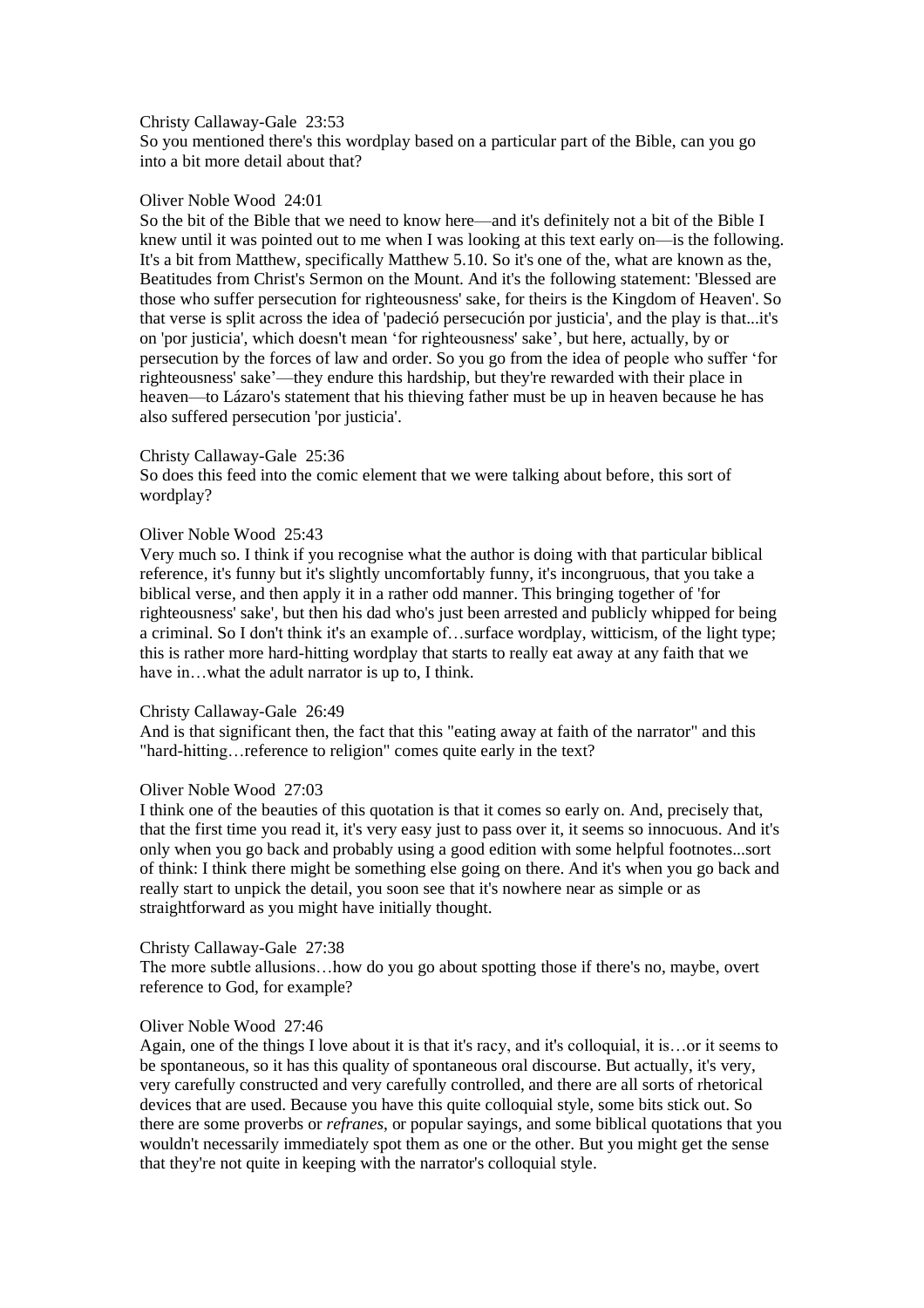Christy Callaway-Gale 23:53
So you mentioned there's this wordplay based on a particular part of the Bible, can you go into a bit more detail about that?

Oliver Noble Wood 24:01
So the bit of the Bible that we need to know here—and it's definitely not a bit of the Bible I knew until it was pointed out to me when I was looking at this text early on—is the following. It's a bit from Matthew, specifically Matthew 5.10. So it's one of the, what are known as the, Beatitudes from Christ's Sermon on the Mount. And it's the following statement: 'Blessed are those who suffer persecution for righteousness' sake, for theirs is the Kingdom of Heaven'. So that verse is split across the idea of 'padeció persecución por justicia', and the play is that...it's on 'por justicia', which doesn't mean 'for righteousness' sake', but here, actually, by or persecution by the forces of law and order. So you go from the idea of people who suffer 'for righteousness' sake'—they endure this hardship, but they're rewarded with their place in heaven—to Lázaro's statement that his thieving father must be up in heaven because he has also suffered persecution 'por justicia'.

Christy Callaway-Gale 25:36
So does this feed into the comic element that we were talking about before, this sort of wordplay?

Oliver Noble Wood 25:43
Very much so. I think if you recognise what the author is doing with that particular biblical reference, it's funny but it's slightly uncomfortably funny, it's incongruous, that you take a biblical verse, and then apply it in a rather odd manner. This bringing together of 'for righteousness' sake', but then his dad who's just been arrested and publicly whipped for being a criminal. So I don't think it's an example of…surface wordplay, witticism, of the light type; this is rather more hard-hitting wordplay that starts to really eat away at any faith that we have in…what the adult narrator is up to, I think.

Christy Callaway-Gale 26:49
And is that significant then, the fact that this "eating away at faith of the narrator" and this "hard-hitting…reference to religion" comes quite early in the text?

Oliver Noble Wood 27:03
I think one of the beauties of this quotation is that it comes so early on. And, precisely that, that the first time you read it, it's very easy just to pass over it, it seems so innocuous. And it's only when you go back and probably using a good edition with some helpful footnotes...sort of think: I think there might be something else going on there. And it's when you go back and really start to unpick the detail, you soon see that it's nowhere near as simple or as straightforward as you might have initially thought.

Christy Callaway-Gale 27:38
The more subtle allusions…how do you go about spotting those if there's no, maybe, overt reference to God, for example?

Oliver Noble Wood 27:46
Again, one of the things I love about it is that it's racy, and it's colloquial, it is…or it seems to be spontaneous, so it has this quality of spontaneous oral discourse. But actually, it's very, very carefully constructed and very carefully controlled, and there are all sorts of rhetorical devices that are used. Because you have this quite colloquial style, some bits stick out. So there are some proverbs or *refranes*, or popular sayings, and some biblical quotations that you wouldn't necessarily immediately spot them as one or the other. But you might get the sense that they're not quite in keeping with the narrator's colloquial style.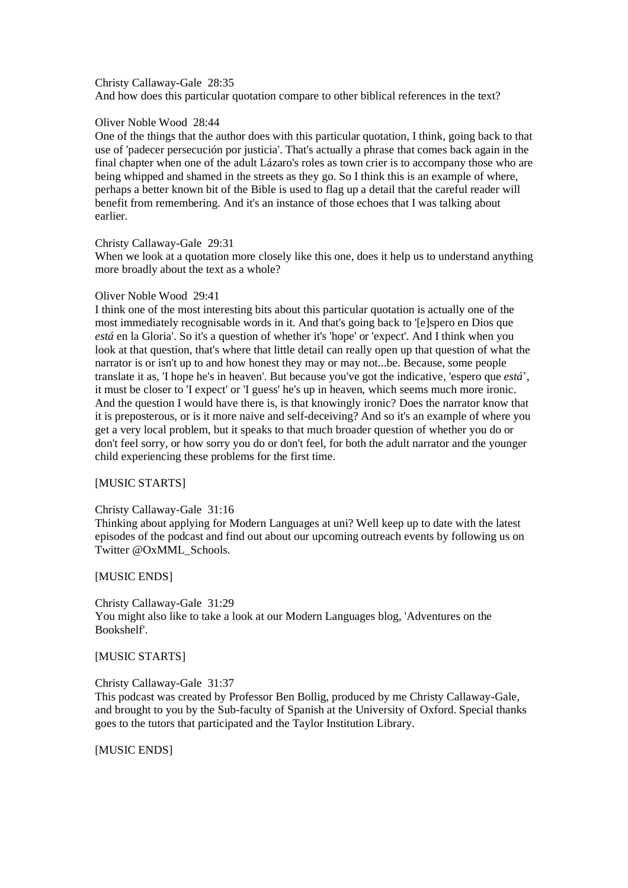Christy Callaway-Gale 28:35
And how does this particular quotation compare to other biblical references in the text?

Oliver Noble Wood 28:44
One of the things that the author does with this particular quotation, I think, going back to that use of 'padecer persecución por justicia'. That's actually a phrase that comes back again in the final chapter when one of the adult Lázaro's roles as town crier is to accompany those who are being whipped and shamed in the streets as they go. So I think this is an example of where, perhaps a better known bit of the Bible is used to flag up a detail that the careful reader will benefit from remembering. And it's an instance of those echoes that I was talking about earlier.

Christy Callaway-Gale 29:31
When we look at a quotation more closely like this one, does it help us to understand anything more broadly about the text as a whole?

Oliver Noble Wood 29:41
I think one of the most interesting bits about this particular quotation is actually one of the most immediately recognisable words in it. And that's going back to '[e]spero en Dios que *está* en la Gloria'. So it's a question of whether it's 'hope' or 'expect'. And I think when you look at that question, that's where that little detail can really open up that question of what the narrator is or isn't up to and how honest they may or may not...be. Because, some people translate it as, 'I hope he's in heaven'. But because you've got the indicative, 'espero que *está*', it must be closer to 'I expect' or 'I guess' he's up in heaven, which seems much more ironic. And the question I would have there is, is that knowingly ironic? Does the narrator know that it is preposterous, or is it more naive and self-deceiving? And so it's an example of where you get a very local problem, but it speaks to that much broader question of whether you do or don't feel sorry, or how sorry you do or don't feel, for both the adult narrator and the younger child experiencing these problems for the first time.

[MUSIC STARTS]

Christy Callaway-Gale 31:16
Thinking about applying for Modern Languages at uni? Well keep up to date with the latest episodes of the podcast and find out about our upcoming outreach events by following us on Twitter @OxMML_Schools.

[MUSIC ENDS]

Christy Callaway-Gale 31:29
You might also like to take a look at our Modern Languages blog, 'Adventures on the Bookshelf'.

[MUSIC STARTS]

Christy Callaway-Gale 31:37
This podcast was created by Professor Ben Bollig, produced by me Christy Callaway-Gale, and brought to you by the Sub-faculty of Spanish at the University of Oxford. Special thanks goes to the tutors that participated and the Taylor Institution Library.

[MUSIC ENDS]